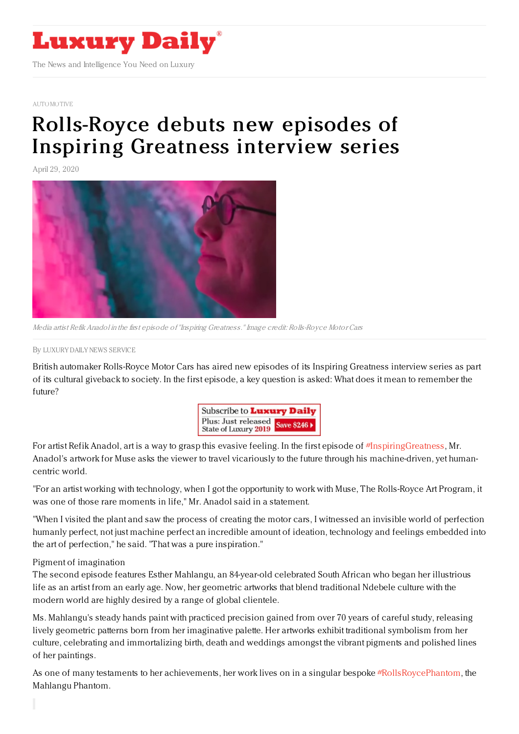AUTOMOTIVE

# Rolls-Royce debuts new episodes of Inspiring Greatness interview series

April 29, 2020

*Media artist Refik Anadol in the first episode of "Inspiring Greatness." Image credit: Rolls-Royce Motor Cars*

By LUXURY DAILY NEWS SERVICE

British automaker Rolls-Royce Motor Cars has aired new episodes of its Inspiring Greatness interview series as part of its cultural giveback to society. In the first episode, a key question is asked: What does it mean to remember the future?

For artist Refik Anadol, art is a way to grasp this evasive feeling. In the first episode of #InspiringGreatness, Mr. Anadol's artwork for Muse asks the viewer to travel vicariously to the future through his machine-driven, yet human-centric world.

"For an artist working with technology, when I got the opportunity to work with Muse, The Rolls-Royce Art Program, it was one of those rare moments in life," Mr. Anadol said in a statement.

"When I visited the plant and saw the process of creating the motor cars, I witnessed an invisible world of perfection humanly perfect, not just machine perfect an incredible amount of ideation, technology and feelings embedded into the art of perfection," he said. "That was a pure inspiration."

## Pigment of imagination

The second episode features Esther Mahlangu, an 84-year-old celebrated South African who began her illustrious life as an artist from an early age. Now, her geometric artworks that blend traditional Ndebele culture with the modern world are highly desired by a range of global clientele.

Ms. Mahlangu's steady hands paint with practiced precision gained from over 70 years of careful study, releasing lively geometric patterns born from her imaginative palette. Her artworks exhibit traditional symbolism from her culture, celebrating and immortalizing birth, death and weddings amongst the vibrant pigments and polished lines of her paintings.

As one of many testaments to her achievements, her work lives on in a singular bespoke #RollsRoycePhantom, the Mahlangu Phantom.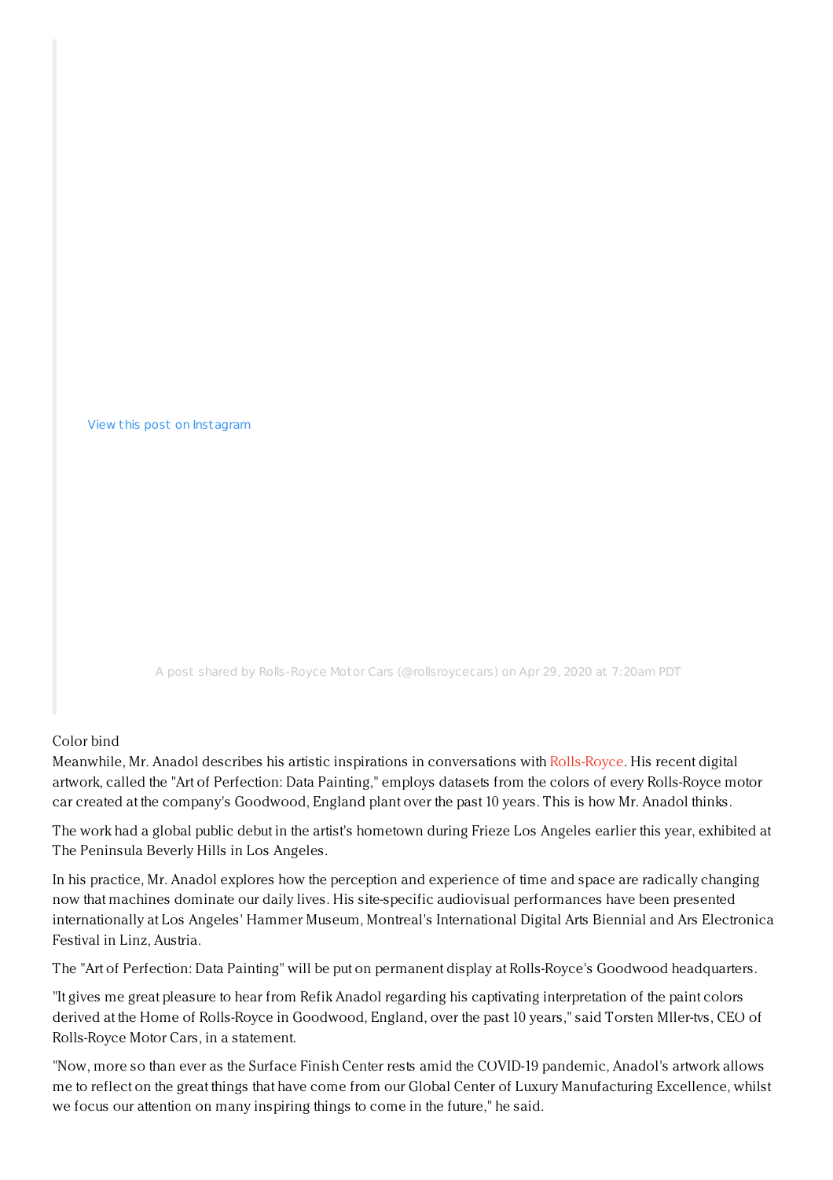View this post on Instagram

A post shared by Rolls-Royce Motor Cars (@rollsroycecars) on Apr 29, 2020 at 7:20am PDT

Color bind

Meanwhile, Mr. Anadol describes his artistic inspirations in conversations with Rolls-Royce. His recent digital artwork, called the "Art of Perfection: Data Painting," employs datasets from the colors of every Rolls-Royce motor car created at the company's Goodwood, England plant over the past 10 years. This is how Mr. Anadol thinks.

The work had a global public debut in the artist's hometown during Frieze Los Angeles earlier this year, exhibited at The Peninsula Beverly Hills in Los Angeles.

In his practice, Mr. Anadol explores how the perception and experience of time and space are radically changing now that machines dominate our daily lives. His site-specific audiovisual performances have been presented internationally at Los Angeles' Hammer Museum, Montreal's International Digital Arts Biennial and Ars Electronica Festival in Linz, Austria.

The "Art of Perfection: Data Painting" will be put on permanent display at Rolls-Royce's Goodwood headquarters.

"It gives me great pleasure to hear from Refik Anadol regarding his captivating interpretation of the paint colors derived at the Home of Rolls-Royce in Goodwood, England, over the past 10 years," said Torsten Mller-tvs, CEO of Rolls-Royce Motor Cars, in a statement.

"Now, more so than ever as the Surface Finish Center rests amid the COVID-19 pandemic, Anadol's artwork allows me to reflect on the great things that have come from our Global Center of Luxury Manufacturing Excellence, whilst we focus our attention on many inspiring things to come in the future," he said.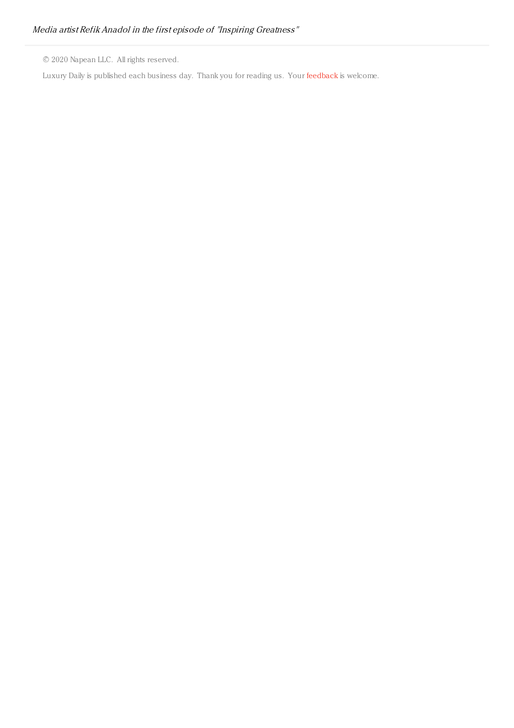*Media artist Refik Anadol in the first episode of "Inspiring Greatness"*

© 2020 Napean LLC. All rights reserved.

Luxury Daily is published each business day. Thank you for reading us. Your feedback is welcome.